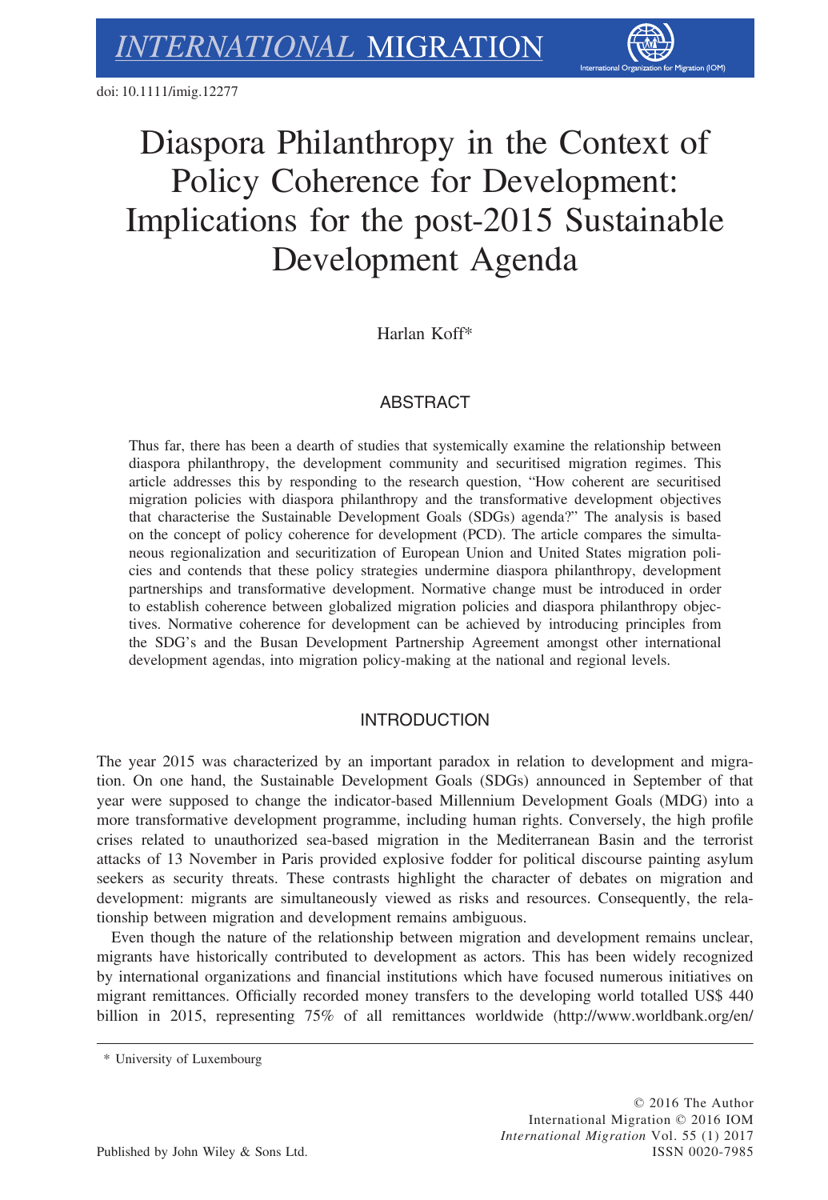doi: 10.1111/imig.12277

# Diaspora Philanthropy in the Context of Policy Coherence for Development: Implications for the post-2015 Sustainable Development Agenda

Harlan Koff*

## ABSTRACT

Thus far, there has been a dearth of studies that systemically examine the relationship between diaspora philanthropy, the development community and securitised migration regimes. This article addresses this by responding to the research question, "How coherent are securitised migration policies with diaspora philanthropy and the transformative development objectives that characterise the Sustainable Development Goals (SDGs) agenda?" The analysis is based on the concept of policy coherence for development (PCD). The article compares the simultaneous regionalization and securitization of European Union and United States migration policies and contends that these policy strategies undermine diaspora philanthropy, development partnerships and transformative development. Normative change must be introduced in order to establish coherence between globalized migration policies and diaspora philanthropy objectives. Normative coherence for development can be achieved by introducing principles from the SDG's and the Busan Development Partnership Agreement amongst other international development agendas, into migration policy-making at the national and regional levels.

## INTRODUCTION

The year 2015 was characterized by an important paradox in relation to development and migration. On one hand, the Sustainable Development Goals (SDGs) announced in September of that year were supposed to change the indicator-based Millennium Development Goals (MDG) into a more transformative development programme, including human rights. Conversely, the high profile crises related to unauthorized sea-based migration in the Mediterranean Basin and the terrorist attacks of 13 November in Paris provided explosive fodder for political discourse painting asylum seekers as security threats. These contrasts highlight the character of debates on migration and development: migrants are simultaneously viewed as risks and resources. Consequently, the relationship between migration and development remains ambiguous.

Even though the nature of the relationship between migration and development remains unclear, migrants have historically contributed to development as actors. This has been widely recognized by international organizations and financial institutions which have focused numerous initiatives on migrant remittances. Officially recorded money transfers to the developing world totalled US$ 440 billion in 2015, representing 75% of all remittances worldwide (http://www.worldbank.org/en/

* University of Luxembourg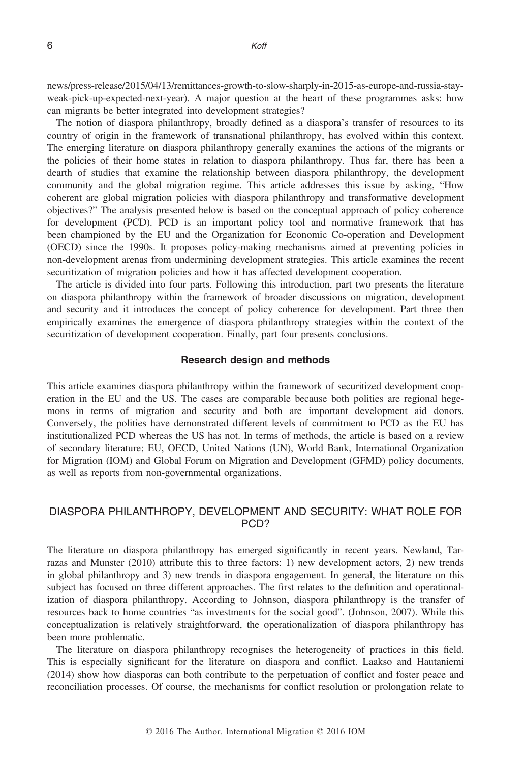news/press-release/2015/04/13/remittances-growth-to-slow-sharply-in-2015-as-europe-and-russia-stay-weak-pick-up-expected-next-year). A major question at the heart of these programmes asks: how can migrants be better integrated into development strategies?

The notion of diaspora philanthropy, broadly defined as a diaspora's transfer of resources to its country of origin in the framework of transnational philanthropy, has evolved within this context. The emerging literature on diaspora philanthropy generally examines the actions of the migrants or the policies of their home states in relation to diaspora philanthropy. Thus far, there has been a dearth of studies that examine the relationship between diaspora philanthropy, the development community and the global migration regime. This article addresses this issue by asking, "How coherent are global migration policies with diaspora philanthropy and transformative development objectives?" The analysis presented below is based on the conceptual approach of policy coherence for development (PCD). PCD is an important policy tool and normative framework that has been championed by the EU and the Organization for Economic Co-operation and Development (OECD) since the 1990s. It proposes policy-making mechanisms aimed at preventing policies in non-development arenas from undermining development strategies. This article examines the recent securitization of migration policies and how it has affected development cooperation.

The article is divided into four parts. Following this introduction, part two presents the literature on diaspora philanthropy within the framework of broader discussions on migration, development and security and it introduces the concept of policy coherence for development. Part three then empirically examines the emergence of diaspora philanthropy strategies within the context of the securitization of development cooperation. Finally, part four presents conclusions.

### Research design and methods

This article examines diaspora philanthropy within the framework of securitized development cooperation in the EU and the US. The cases are comparable because both polities are regional hegemons in terms of migration and security and both are important development aid donors. Conversely, the polities have demonstrated different levels of commitment to PCD as the EU has institutionalized PCD whereas the US has not. In terms of methods, the article is based on a review of secondary literature; EU, OECD, United Nations (UN), World Bank, International Organization for Migration (IOM) and Global Forum on Migration and Development (GFMD) policy documents, as well as reports from non-governmental organizations.

## DIASPORA PHILANTHROPY, DEVELOPMENT AND SECURITY: WHAT ROLE FOR PCD?

The literature on diaspora philanthropy has emerged significantly in recent years. Newland, Tarrazas and Munster (2010) attribute this to three factors: 1) new development actors, 2) new trends in global philanthropy and 3) new trends in diaspora engagement. In general, the literature on this subject has focused on three different approaches. The first relates to the definition and operationalization of diaspora philanthropy. According to Johnson, diaspora philanthropy is the transfer of resources back to home countries "as investments for the social good". (Johnson, 2007). While this conceptualization is relatively straightforward, the operationalization of diaspora philanthropy has been more problematic.

The literature on diaspora philanthropy recognises the heterogeneity of practices in this field. This is especially significant for the literature on diaspora and conflict. Laakso and Hautaniemi (2014) show how diasporas can both contribute to the perpetuation of conflict and foster peace and reconciliation processes. Of course, the mechanisms for conflict resolution or prolongation relate to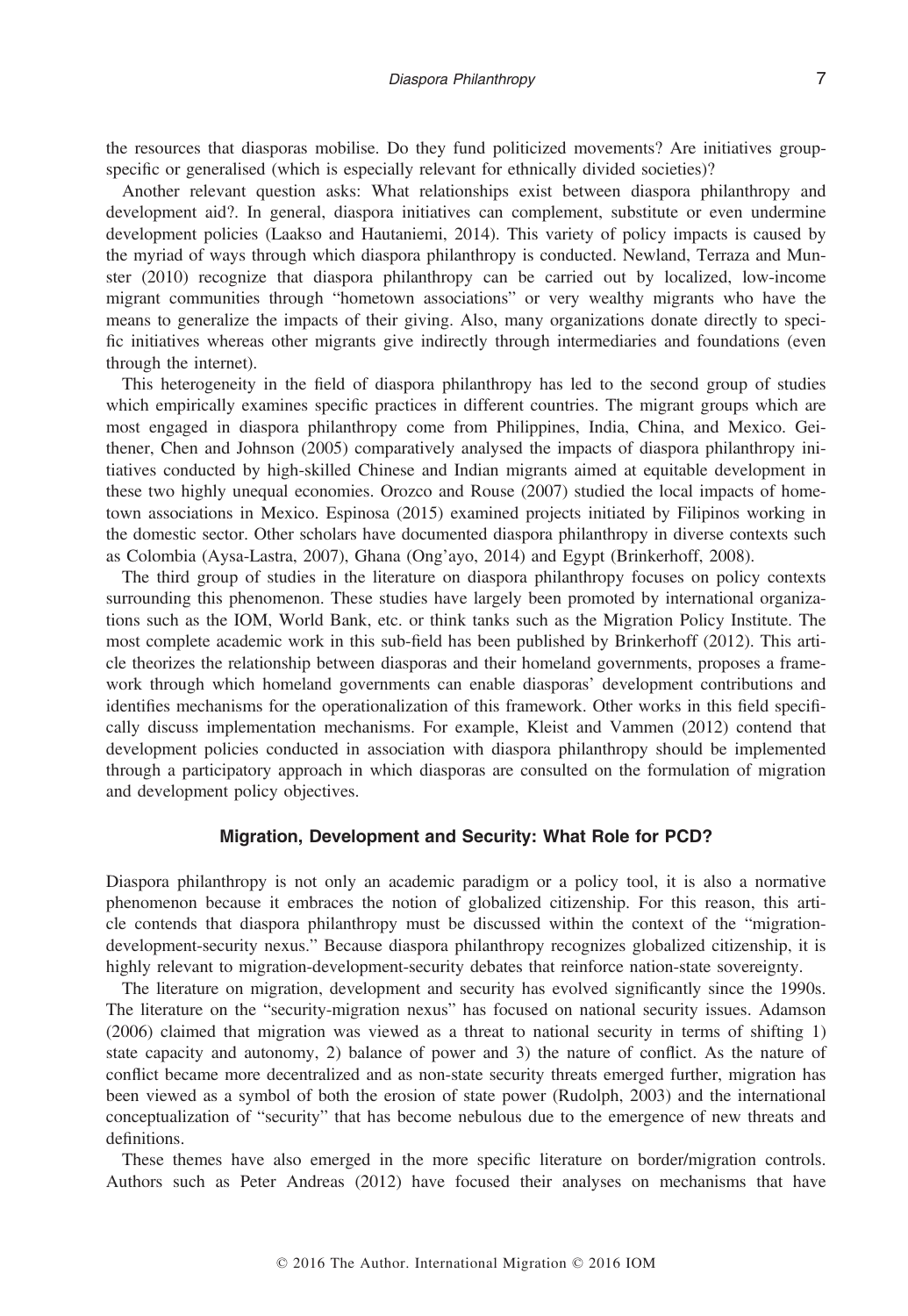the resources that diasporas mobilise. Do they fund politicized movements? Are initiatives group-specific or generalised (which is especially relevant for ethnically divided societies)?

Another relevant question asks: What relationships exist between diaspora philanthropy and development aid?. In general, diaspora initiatives can complement, substitute or even undermine development policies (Laakso and Hautaniemi, 2014). This variety of policy impacts is caused by the myriad of ways through which diaspora philanthropy is conducted. Newland, Terraza and Munster (2010) recognize that diaspora philanthropy can be carried out by localized, low-income migrant communities through "hometown associations" or very wealthy migrants who have the means to generalize the impacts of their giving. Also, many organizations donate directly to specific initiatives whereas other migrants give indirectly through intermediaries and foundations (even through the internet).

This heterogeneity in the field of diaspora philanthropy has led to the second group of studies which empirically examines specific practices in different countries. The migrant groups which are most engaged in diaspora philanthropy come from Philippines, India, China, and Mexico. Geithener, Chen and Johnson (2005) comparatively analysed the impacts of diaspora philanthropy initiatives conducted by high-skilled Chinese and Indian migrants aimed at equitable development in these two highly unequal economies. Orozco and Rouse (2007) studied the local impacts of hometown associations in Mexico. Espinosa (2015) examined projects initiated by Filipinos working in the domestic sector. Other scholars have documented diaspora philanthropy in diverse contexts such as Colombia (Aysa-Lastra, 2007), Ghana (Ong'ayo, 2014) and Egypt (Brinkerhoff, 2008).

The third group of studies in the literature on diaspora philanthropy focuses on policy contexts surrounding this phenomenon. These studies have largely been promoted by international organizations such as the IOM, World Bank, etc. or think tanks such as the Migration Policy Institute. The most complete academic work in this sub-field has been published by Brinkerhoff (2012). This article theorizes the relationship between diasporas and their homeland governments, proposes a framework through which homeland governments can enable diasporas' development contributions and identifies mechanisms for the operationalization of this framework. Other works in this field specifically discuss implementation mechanisms. For example, Kleist and Vammen (2012) contend that development policies conducted in association with diaspora philanthropy should be implemented through a participatory approach in which diasporas are consulted on the formulation of migration and development policy objectives.

## Migration, Development and Security: What Role for PCD?

Diaspora philanthropy is not only an academic paradigm or a policy tool, it is also a normative phenomenon because it embraces the notion of globalized citizenship. For this reason, this article contends that diaspora philanthropy must be discussed within the context of the "migration-development-security nexus." Because diaspora philanthropy recognizes globalized citizenship, it is highly relevant to migration-development-security debates that reinforce nation-state sovereignty.

The literature on migration, development and security has evolved significantly since the 1990s. The literature on the "security-migration nexus" has focused on national security issues. Adamson (2006) claimed that migration was viewed as a threat to national security in terms of shifting 1) state capacity and autonomy, 2) balance of power and 3) the nature of conflict. As the nature of conflict became more decentralized and as non-state security threats emerged further, migration has been viewed as a symbol of both the erosion of state power (Rudolph, 2003) and the international conceptualization of "security" that has become nebulous due to the emergence of new threats and definitions.

These themes have also emerged in the more specific literature on border/migration controls. Authors such as Peter Andreas (2012) have focused their analyses on mechanisms that have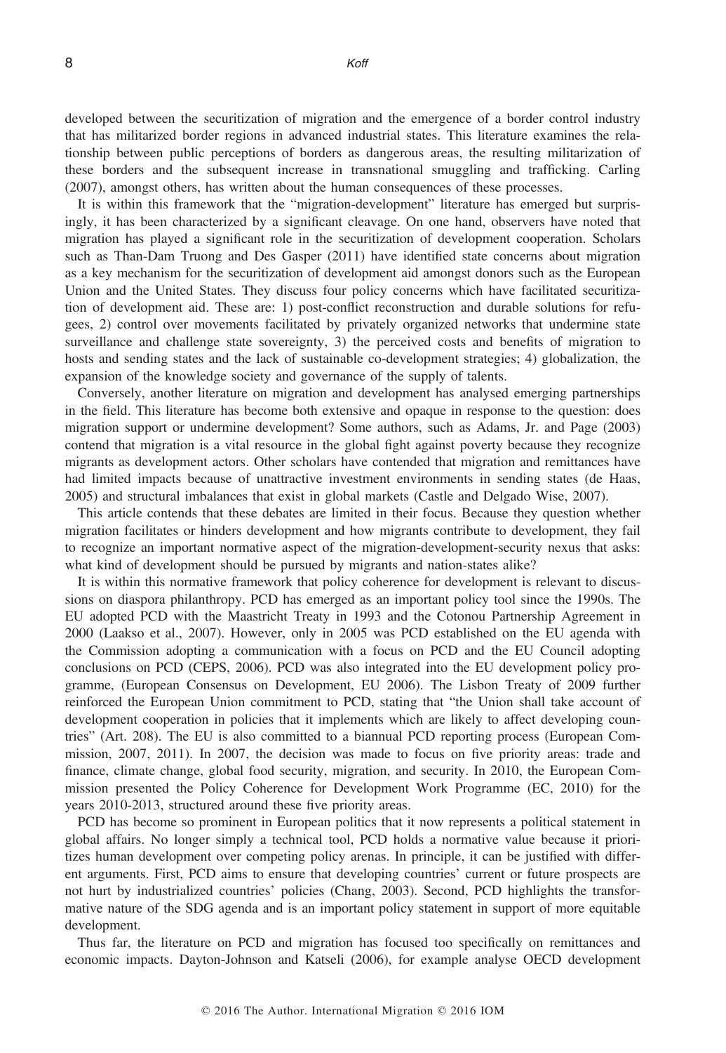developed between the securitization of migration and the emergence of a border control industry that has militarized border regions in advanced industrial states. This literature examines the relationship between public perceptions of borders as dangerous areas, the resulting militarization of these borders and the subsequent increase in transnational smuggling and trafficking. Carling (2007), amongst others, has written about the human consequences of these processes.

It is within this framework that the "migration-development" literature has emerged but surprisingly, it has been characterized by a significant cleavage. On one hand, observers have noted that migration has played a significant role in the securitization of development cooperation. Scholars such as Than-Dam Truong and Des Gasper (2011) have identified state concerns about migration as a key mechanism for the securitization of development aid amongst donors such as the European Union and the United States. They discuss four policy concerns which have facilitated securitization of development aid. These are: 1) post-conflict reconstruction and durable solutions for refugees, 2) control over movements facilitated by privately organized networks that undermine state surveillance and challenge state sovereignty, 3) the perceived costs and benefits of migration to hosts and sending states and the lack of sustainable co-development strategies; 4) globalization, the expansion of the knowledge society and governance of the supply of talents.

Conversely, another literature on migration and development has analysed emerging partnerships in the field. This literature has become both extensive and opaque in response to the question: does migration support or undermine development? Some authors, such as Adams, Jr. and Page (2003) contend that migration is a vital resource in the global fight against poverty because they recognize migrants as development actors. Other scholars have contended that migration and remittances have had limited impacts because of unattractive investment environments in sending states (de Haas, 2005) and structural imbalances that exist in global markets (Castle and Delgado Wise, 2007).

This article contends that these debates are limited in their focus. Because they question whether migration facilitates or hinders development and how migrants contribute to development, they fail to recognize an important normative aspect of the migration-development-security nexus that asks: what kind of development should be pursued by migrants and nation-states alike?

It is within this normative framework that policy coherence for development is relevant to discussions on diaspora philanthropy. PCD has emerged as an important policy tool since the 1990s. The EU adopted PCD with the Maastricht Treaty in 1993 and the Cotonou Partnership Agreement in 2000 (Laakso et al., 2007). However, only in 2005 was PCD established on the EU agenda with the Commission adopting a communication with a focus on PCD and the EU Council adopting conclusions on PCD (CEPS, 2006). PCD was also integrated into the EU development policy programme, (European Consensus on Development, EU 2006). The Lisbon Treaty of 2009 further reinforced the European Union commitment to PCD, stating that "the Union shall take account of development cooperation in policies that it implements which are likely to affect developing countries" (Art. 208). The EU is also committed to a biannual PCD reporting process (European Commission, 2007, 2011). In 2007, the decision was made to focus on five priority areas: trade and finance, climate change, global food security, migration, and security. In 2010, the European Commission presented the Policy Coherence for Development Work Programme (EC, 2010) for the years 2010-2013, structured around these five priority areas.

PCD has become so prominent in European politics that it now represents a political statement in global affairs. No longer simply a technical tool, PCD holds a normative value because it prioritizes human development over competing policy arenas. In principle, it can be justified with different arguments. First, PCD aims to ensure that developing countries' current or future prospects are not hurt by industrialized countries' policies (Chang, 2003). Second, PCD highlights the transformative nature of the SDG agenda and is an important policy statement in support of more equitable development.

Thus far, the literature on PCD and migration has focused too specifically on remittances and economic impacts. Dayton-Johnson and Katseli (2006), for example analyse OECD development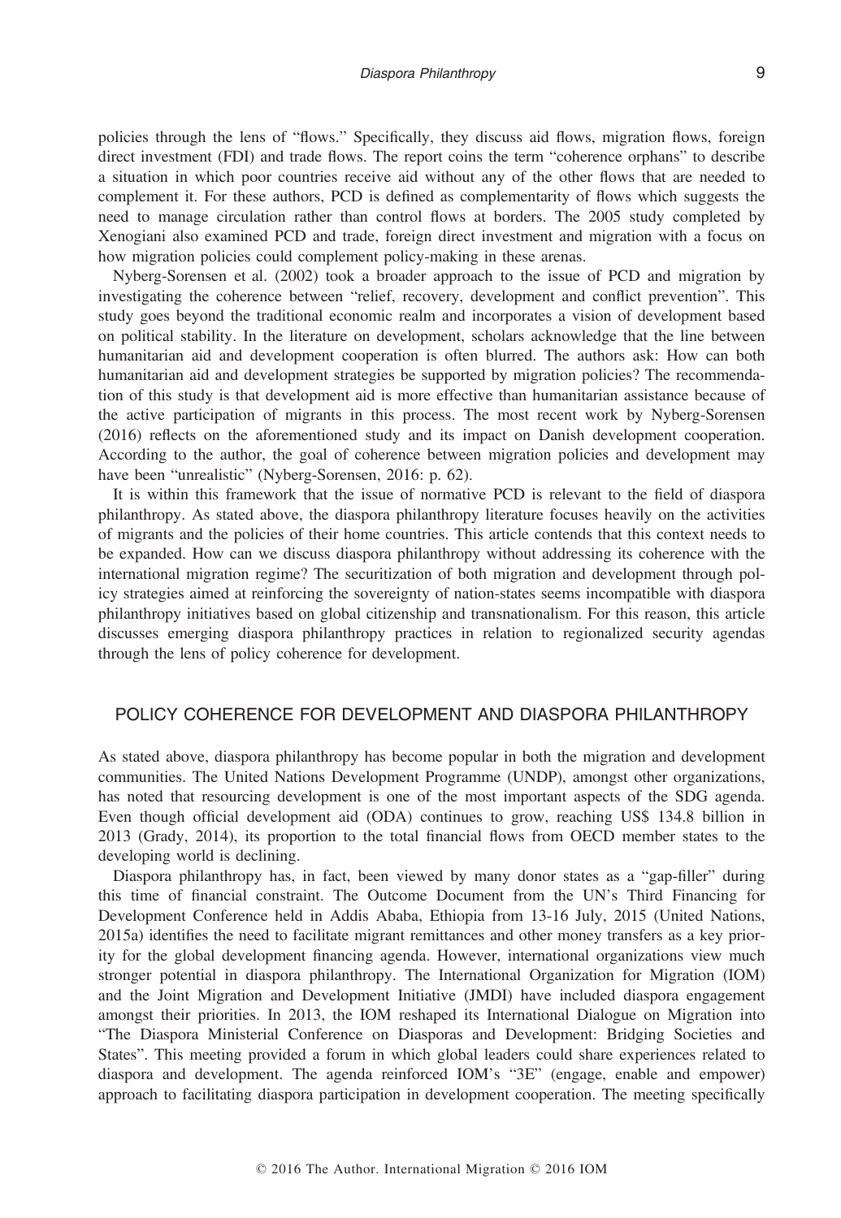policies through the lens of "flows." Specifically, they discuss aid flows, migration flows, foreign direct investment (FDI) and trade flows. The report coins the term "coherence orphans" to describe a situation in which poor countries receive aid without any of the other flows that are needed to complement it. For these authors, PCD is defined as complementarity of flows which suggests the need to manage circulation rather than control flows at borders. The 2005 study completed by Xenogiani also examined PCD and trade, foreign direct investment and migration with a focus on how migration policies could complement policy-making in these arenas.

Nyberg-Sorensen et al. (2002) took a broader approach to the issue of PCD and migration by investigating the coherence between "relief, recovery, development and conflict prevention". This study goes beyond the traditional economic realm and incorporates a vision of development based on political stability. In the literature on development, scholars acknowledge that the line between humanitarian aid and development cooperation is often blurred. The authors ask: How can both humanitarian aid and development strategies be supported by migration policies? The recommendation of this study is that development aid is more effective than humanitarian assistance because of the active participation of migrants in this process. The most recent work by Nyberg-Sorensen (2016) reflects on the aforementioned study and its impact on Danish development cooperation. According to the author, the goal of coherence between migration policies and development may have been "unrealistic" (Nyberg-Sorensen, 2016: p. 62).

It is within this framework that the issue of normative PCD is relevant to the field of diaspora philanthropy. As stated above, the diaspora philanthropy literature focuses heavily on the activities of migrants and the policies of their home countries. This article contends that this context needs to be expanded. How can we discuss diaspora philanthropy without addressing its coherence with the international migration regime? The securitization of both migration and development through policy strategies aimed at reinforcing the sovereignty of nation-states seems incompatible with diaspora philanthropy initiatives based on global citizenship and transnationalism. For this reason, this article discusses emerging diaspora philanthropy practices in relation to regionalized security agendas through the lens of policy coherence for development.

## POLICY COHERENCE FOR DEVELOPMENT AND DIASPORA PHILANTHROPY

As stated above, diaspora philanthropy has become popular in both the migration and development communities. The United Nations Development Programme (UNDP), amongst other organizations, has noted that resourcing development is one of the most important aspects of the SDG agenda. Even though official development aid (ODA) continues to grow, reaching US$ 134.8 billion in 2013 (Grady, 2014), its proportion to the total financial flows from OECD member states to the developing world is declining.

Diaspora philanthropy has, in fact, been viewed by many donor states as a "gap-filler" during this time of financial constraint. The Outcome Document from the UN's Third Financing for Development Conference held in Addis Ababa, Ethiopia from 13-16 July, 2015 (United Nations, 2015a) identifies the need to facilitate migrant remittances and other money transfers as a key priority for the global development financing agenda. However, international organizations view much stronger potential in diaspora philanthropy. The International Organization for Migration (IOM) and the Joint Migration and Development Initiative (JMDI) have included diaspora engagement amongst their priorities. In 2013, the IOM reshaped its International Dialogue on Migration into "The Diaspora Ministerial Conference on Diasporas and Development: Bridging Societies and States". This meeting provided a forum in which global leaders could share experiences related to diaspora and development. The agenda reinforced IOM's "3E" (engage, enable and empower) approach to facilitating diaspora participation in development cooperation. The meeting specifically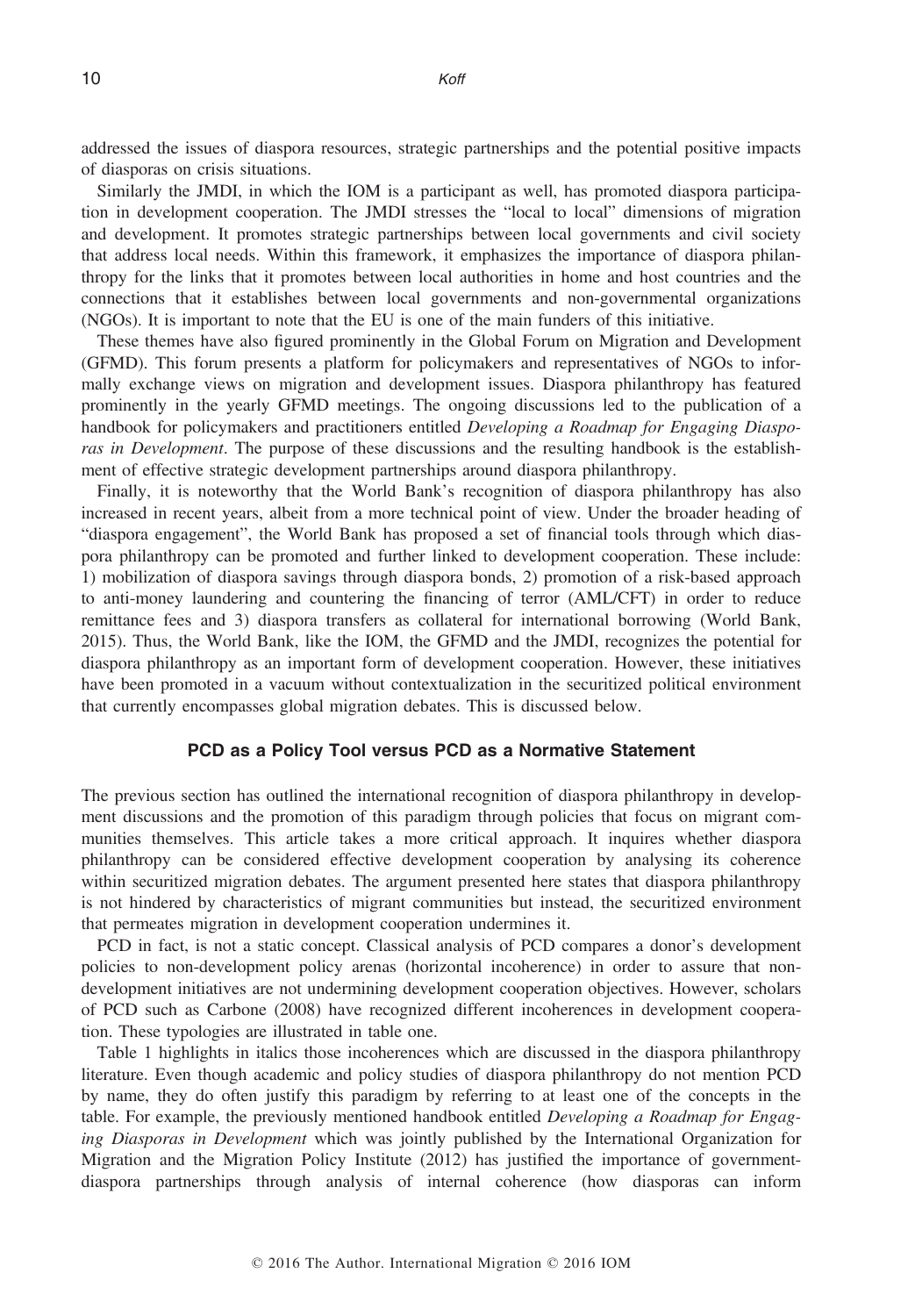addressed the issues of diaspora resources, strategic partnerships and the potential positive impacts of diasporas on crisis situations.

Similarly the JMDI, in which the IOM is a participant as well, has promoted diaspora participation in development cooperation. The JMDI stresses the "local to local" dimensions of migration and development. It promotes strategic partnerships between local governments and civil society that address local needs. Within this framework, it emphasizes the importance of diaspora philanthropy for the links that it promotes between local authorities in home and host countries and the connections that it establishes between local governments and non-governmental organizations (NGOs). It is important to note that the EU is one of the main funders of this initiative.

These themes have also figured prominently in the Global Forum on Migration and Development (GFMD). This forum presents a platform for policymakers and representatives of NGOs to informally exchange views on migration and development issues. Diaspora philanthropy has featured prominently in the yearly GFMD meetings. The ongoing discussions led to the publication of a handbook for policymakers and practitioners entitled *Developing a Roadmap for Engaging Diasporas in Development*. The purpose of these discussions and the resulting handbook is the establishment of effective strategic development partnerships around diaspora philanthropy.

Finally, it is noteworthy that the World Bank's recognition of diaspora philanthropy has also increased in recent years, albeit from a more technical point of view. Under the broader heading of "diaspora engagement", the World Bank has proposed a set of financial tools through which diaspora philanthropy can be promoted and further linked to development cooperation. These include: 1) mobilization of diaspora savings through diaspora bonds, 2) promotion of a risk-based approach to anti-money laundering and countering the financing of terror (AML/CFT) in order to reduce remittance fees and 3) diaspora transfers as collateral for international borrowing (World Bank, 2015). Thus, the World Bank, like the IOM, the GFMD and the JMDI, recognizes the potential for diaspora philanthropy as an important form of development cooperation. However, these initiatives have been promoted in a vacuum without contextualization in the securitized political environment that currently encompasses global migration debates. This is discussed below.

## PCD as a Policy Tool versus PCD as a Normative Statement

The previous section has outlined the international recognition of diaspora philanthropy in development discussions and the promotion of this paradigm through policies that focus on migrant communities themselves. This article takes a more critical approach. It inquires whether diaspora philanthropy can be considered effective development cooperation by analysing its coherence within securitized migration debates. The argument presented here states that diaspora philanthropy is not hindered by characteristics of migrant communities but instead, the securitized environment that permeates migration in development cooperation undermines it.

PCD in fact, is not a static concept. Classical analysis of PCD compares a donor's development policies to non-development policy arenas (horizontal incoherence) in order to assure that non-development initiatives are not undermining development cooperation objectives. However, scholars of PCD such as Carbone (2008) have recognized different incoherences in development cooperation. These typologies are illustrated in table one.

Table 1 highlights in italics those incoherences which are discussed in the diaspora philanthropy literature. Even though academic and policy studies of diaspora philanthropy do not mention PCD by name, they do often justify this paradigm by referring to at least one of the concepts in the table. For example, the previously mentioned handbook entitled *Developing a Roadmap for Engaging Diasporas in Development* which was jointly published by the International Organization for Migration and the Migration Policy Institute (2012) has justified the importance of government-diaspora partnerships through analysis of internal coherence (how diasporas can inform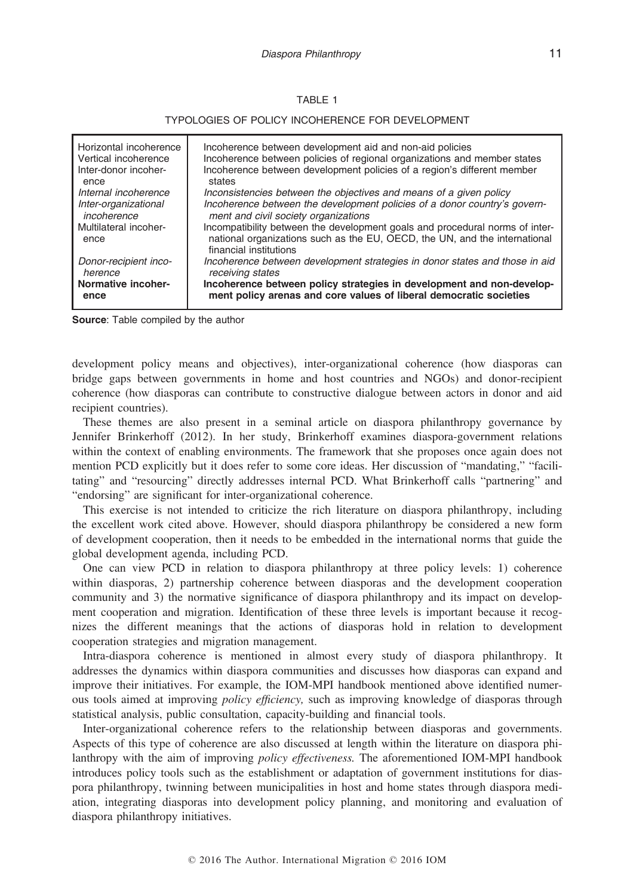TABLE 1

TYPOLOGIES OF POLICY INCOHERENCE FOR DEVELOPMENT

| | |
|---|---|
| Horizontal incoherence | Incoherence between development aid and non-aid policies |
| Vertical incoherence | Incoherence between policies of regional organizations and member states |
| Inter-donor incoherence | Incoherence between development policies of a region's different member states |
| *Internal incoherence* | *Inconsistencies between the objectives and means of a given policy* |
| *Inter-organizational incoherence* | *Incoherence between the development policies of a donor country's government and civil society organizations* |
| Multilateral incoherence | Incompatibility between the development goals and procedural norms of international organizations such as the EU, OECD, the UN, and the international financial institutions |
| *Donor-recipient incoherence* | *Incoherence between development strategies in donor states and those in aid receiving states* |
| **Normative incoherence** | **Incoherence between policy strategies in development and non-development policy arenas and core values of liberal democratic societies** |

**Source**: Table compiled by the author

development policy means and objectives), inter-organizational coherence (how diasporas can bridge gaps between governments in home and host countries and NGOs) and donor-recipient coherence (how diasporas can contribute to constructive dialogue between actors in donor and aid recipient countries).

These themes are also present in a seminal article on diaspora philanthropy governance by Jennifer Brinkerhoff (2012). In her study, Brinkerhoff examines diaspora-government relations within the context of enabling environments. The framework that she proposes once again does not mention PCD explicitly but it does refer to some core ideas. Her discussion of "mandating," "facilitating" and "resourcing" directly addresses internal PCD. What Brinkerhoff calls "partnering" and "endorsing" are significant for inter-organizational coherence.

This exercise is not intended to criticize the rich literature on diaspora philanthropy, including the excellent work cited above. However, should diaspora philanthropy be considered a new form of development cooperation, then it needs to be embedded in the international norms that guide the global development agenda, including PCD.

One can view PCD in relation to diaspora philanthropy at three policy levels: 1) coherence within diasporas, 2) partnership coherence between diasporas and the development cooperation community and 3) the normative significance of diaspora philanthropy and its impact on development cooperation and migration. Identification of these three levels is important because it recognizes the different meanings that the actions of diasporas hold in relation to development cooperation strategies and migration management.

Intra-diaspora coherence is mentioned in almost every study of diaspora philanthropy. It addresses the dynamics within diaspora communities and discusses how diasporas can expand and improve their initiatives. For example, the IOM-MPI handbook mentioned above identified numerous tools aimed at improving *policy efficiency,* such as improving knowledge of diasporas through statistical analysis, public consultation, capacity-building and financial tools.

Inter-organizational coherence refers to the relationship between diasporas and governments. Aspects of this type of coherence are also discussed at length within the literature on diaspora philanthropy with the aim of improving *policy effectiveness.* The aforementioned IOM-MPI handbook introduces policy tools such as the establishment or adaptation of government institutions for diaspora philanthropy, twinning between municipalities in host and home states through diaspora mediation, integrating diasporas into development policy planning, and monitoring and evaluation of diaspora philanthropy initiatives.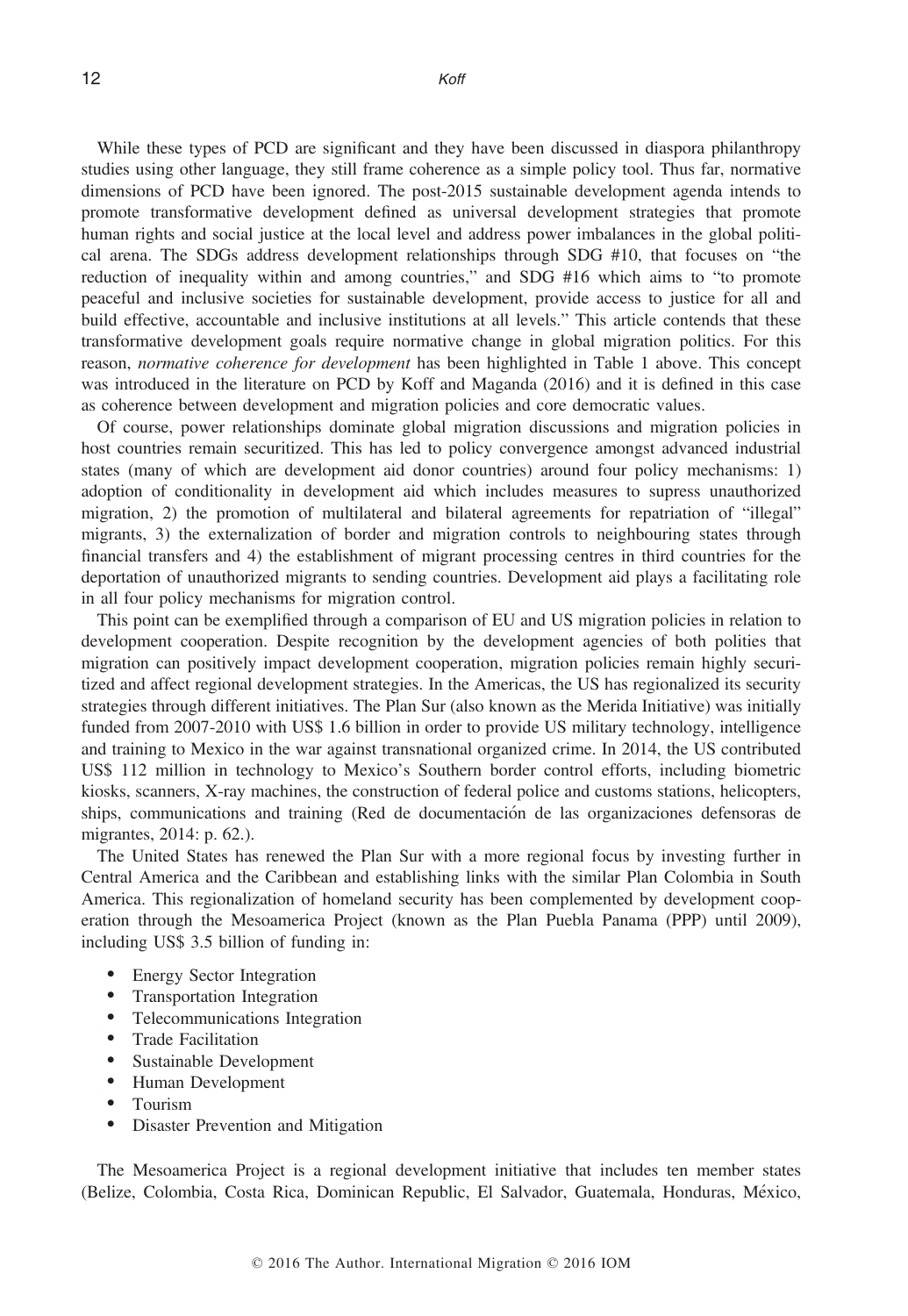While these types of PCD are significant and they have been discussed in diaspora philanthropy studies using other language, they still frame coherence as a simple policy tool. Thus far, normative dimensions of PCD have been ignored. The post-2015 sustainable development agenda intends to promote transformative development defined as universal development strategies that promote human rights and social justice at the local level and address power imbalances in the global political arena. The SDGs address development relationships through SDG #10, that focuses on "the reduction of inequality within and among countries," and SDG #16 which aims to "to promote peaceful and inclusive societies for sustainable development, provide access to justice for all and build effective, accountable and inclusive institutions at all levels." This article contends that these transformative development goals require normative change in global migration politics. For this reason, *normative coherence for development* has been highlighted in Table 1 above. This concept was introduced in the literature on PCD by Koff and Maganda (2016) and it is defined in this case as coherence between development and migration policies and core democratic values.

Of course, power relationships dominate global migration discussions and migration policies in host countries remain securitized. This has led to policy convergence amongst advanced industrial states (many of which are development aid donor countries) around four policy mechanisms: 1) adoption of conditionality in development aid which includes measures to supress unauthorized migration, 2) the promotion of multilateral and bilateral agreements for repatriation of "illegal" migrants, 3) the externalization of border and migration controls to neighbouring states through financial transfers and 4) the establishment of migrant processing centres in third countries for the deportation of unauthorized migrants to sending countries. Development aid plays a facilitating role in all four policy mechanisms for migration control.

This point can be exemplified through a comparison of EU and US migration policies in relation to development cooperation. Despite recognition by the development agencies of both polities that migration can positively impact development cooperation, migration policies remain highly securitized and affect regional development strategies. In the Americas, the US has regionalized its security strategies through different initiatives. The Plan Sur (also known as the Merida Initiative) was initially funded from 2007-2010 with US$ 1.6 billion in order to provide US military technology, intelligence and training to Mexico in the war against transnational organized crime. In 2014, the US contributed US$ 112 million in technology to Mexico's Southern border control efforts, including biometric kiosks, scanners, X-ray machines, the construction of federal police and customs stations, helicopters, ships, communications and training (Red de documentación de las organizaciones defensoras de migrantes, 2014: p. 62.).

The United States has renewed the Plan Sur with a more regional focus by investing further in Central America and the Caribbean and establishing links with the similar Plan Colombia in South America. This regionalization of homeland security has been complemented by development cooperation through the Mesoamerica Project (known as the Plan Puebla Panama (PPP) until 2009), including US$ 3.5 billion of funding in:

- Energy Sector Integration
- Transportation Integration
- Telecommunications Integration
- Trade Facilitation
- Sustainable Development
- Human Development
- Tourism
- Disaster Prevention and Mitigation

The Mesoamerica Project is a regional development initiative that includes ten member states (Belize, Colombia, Costa Rica, Dominican Republic, El Salvador, Guatemala, Honduras, México,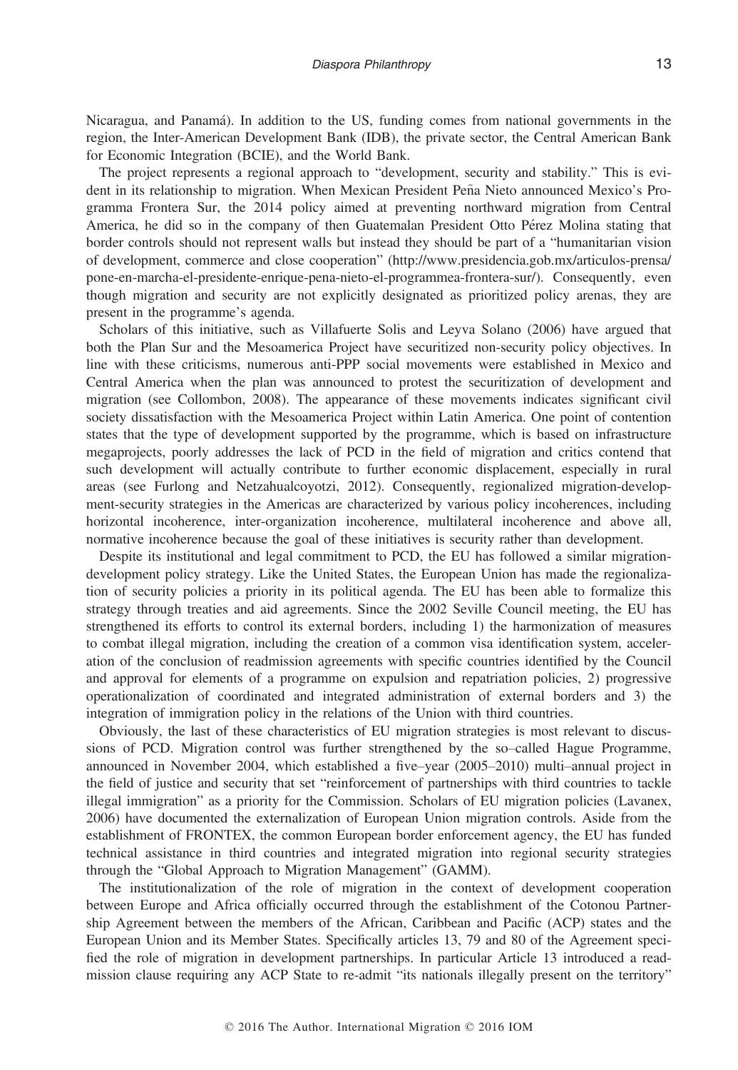Nicaragua, and Panamá). In addition to the US, funding comes from national governments in the region, the Inter-American Development Bank (IDB), the private sector, the Central American Bank for Economic Integration (BCIE), and the World Bank.

The project represents a regional approach to "development, security and stability." This is evident in its relationship to migration. When Mexican President Peña Nieto announced Mexico's Programma Frontera Sur, the 2014 policy aimed at preventing northward migration from Central America, he did so in the company of then Guatemalan President Otto Pérez Molina stating that border controls should not represent walls but instead they should be part of a "humanitarian vision of development, commerce and close cooperation" (http://www.presidencia.gob.mx/articulos-prensa/pone-en-marcha-el-presidente-enrique-pena-nieto-el-programmea-frontera-sur/). Consequently, even though migration and security are not explicitly designated as prioritized policy arenas, they are present in the programme's agenda.

Scholars of this initiative, such as Villafuerte Solis and Leyva Solano (2006) have argued that both the Plan Sur and the Mesoamerica Project have securitized non-security policy objectives. In line with these criticisms, numerous anti-PPP social movements were established in Mexico and Central America when the plan was announced to protest the securitization of development and migration (see Collombon, 2008). The appearance of these movements indicates significant civil society dissatisfaction with the Mesoamerica Project within Latin America. One point of contention states that the type of development supported by the programme, which is based on infrastructure megaprojects, poorly addresses the lack of PCD in the field of migration and critics contend that such development will actually contribute to further economic displacement, especially in rural areas (see Furlong and Netzahualcoyotzi, 2012). Consequently, regionalized migration-development-security strategies in the Americas are characterized by various policy incoherences, including horizontal incoherence, inter-organization incoherence, multilateral incoherence and above all, normative incoherence because the goal of these initiatives is security rather than development.

Despite its institutional and legal commitment to PCD, the EU has followed a similar migration-development policy strategy. Like the United States, the European Union has made the regionalization of security policies a priority in its political agenda. The EU has been able to formalize this strategy through treaties and aid agreements. Since the 2002 Seville Council meeting, the EU has strengthened its efforts to control its external borders, including 1) the harmonization of measures to combat illegal migration, including the creation of a common visa identification system, acceleration of the conclusion of readmission agreements with specific countries identified by the Council and approval for elements of a programme on expulsion and repatriation policies, 2) progressive operationalization of coordinated and integrated administration of external borders and 3) the integration of immigration policy in the relations of the Union with third countries.

Obviously, the last of these characteristics of EU migration strategies is most relevant to discussions of PCD. Migration control was further strengthened by the so–called Hague Programme, announced in November 2004, which established a five–year (2005–2010) multi–annual project in the field of justice and security that set "reinforcement of partnerships with third countries to tackle illegal immigration" as a priority for the Commission. Scholars of EU migration policies (Lavanex, 2006) have documented the externalization of European Union migration controls. Aside from the establishment of FRONTEX, the common European border enforcement agency, the EU has funded technical assistance in third countries and integrated migration into regional security strategies through the "Global Approach to Migration Management" (GAMM).

The institutionalization of the role of migration in the context of development cooperation between Europe and Africa officially occurred through the establishment of the Cotonou Partnership Agreement between the members of the African, Caribbean and Pacific (ACP) states and the European Union and its Member States. Specifically articles 13, 79 and 80 of the Agreement specified the role of migration in development partnerships. In particular Article 13 introduced a readmission clause requiring any ACP State to re-admit "its nationals illegally present on the territory"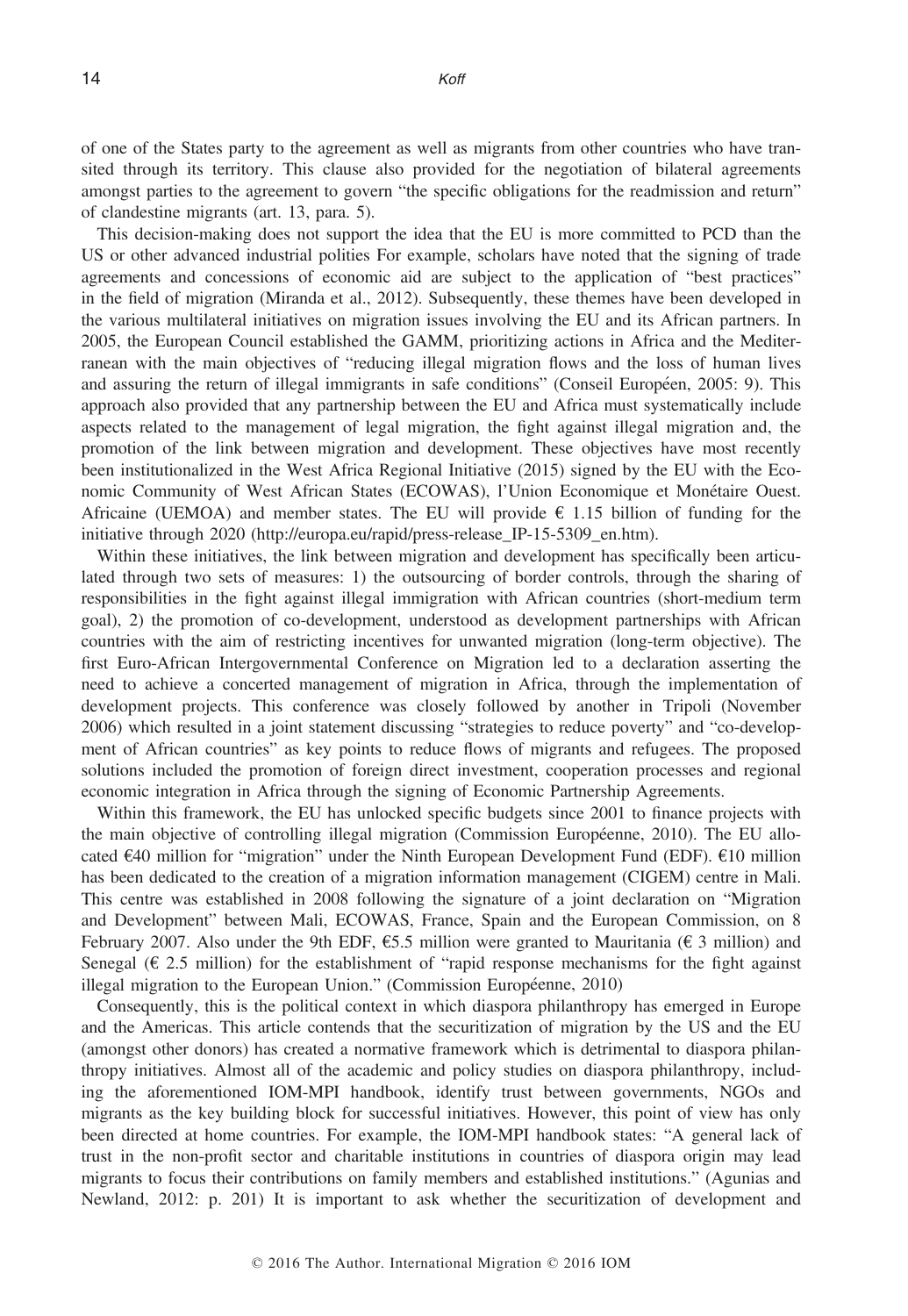of one of the States party to the agreement as well as migrants from other countries who have transited through its territory. This clause also provided for the negotiation of bilateral agreements amongst parties to the agreement to govern "the specific obligations for the readmission and return" of clandestine migrants (art. 13, para. 5).

This decision-making does not support the idea that the EU is more committed to PCD than the US or other advanced industrial polities For example, scholars have noted that the signing of trade agreements and concessions of economic aid are subject to the application of "best practices" in the field of migration (Miranda et al., 2012). Subsequently, these themes have been developed in the various multilateral initiatives on migration issues involving the EU and its African partners. In 2005, the European Council established the GAMM, prioritizing actions in Africa and the Mediterranean with the main objectives of "reducing illegal migration flows and the loss of human lives and assuring the return of illegal immigrants in safe conditions" (Conseil Européen, 2005: 9). This approach also provided that any partnership between the EU and Africa must systematically include aspects related to the management of legal migration, the fight against illegal migration and, the promotion of the link between migration and development. These objectives have most recently been institutionalized in the West Africa Regional Initiative (2015) signed by the EU with the Economic Community of West African States (ECOWAS), l'Union Economique et Monétaire Ouest. Africaine (UEMOA) and member states. The EU will provide € 1.15 billion of funding for the initiative through 2020 (http://europa.eu/rapid/press-release_IP-15-5309_en.htm).

Within these initiatives, the link between migration and development has specifically been articulated through two sets of measures: 1) the outsourcing of border controls, through the sharing of responsibilities in the fight against illegal immigration with African countries (short-medium term goal), 2) the promotion of co-development, understood as development partnerships with African countries with the aim of restricting incentives for unwanted migration (long-term objective). The first Euro-African Intergovernmental Conference on Migration led to a declaration asserting the need to achieve a concerted management of migration in Africa, through the implementation of development projects. This conference was closely followed by another in Tripoli (November 2006) which resulted in a joint statement discussing "strategies to reduce poverty" and "co-development of African countries" as key points to reduce flows of migrants and refugees. The proposed solutions included the promotion of foreign direct investment, cooperation processes and regional economic integration in Africa through the signing of Economic Partnership Agreements.

Within this framework, the EU has unlocked specific budgets since 2001 to finance projects with the main objective of controlling illegal migration (Commission Européenne, 2010). The EU allocated €40 million for "migration" under the Ninth European Development Fund (EDF). €10 million has been dedicated to the creation of a migration information management (CIGEM) centre in Mali. This centre was established in 2008 following the signature of a joint declaration on "Migration and Development" between Mali, ECOWAS, France, Spain and the European Commission, on 8 February 2007. Also under the 9th EDF, €5.5 million were granted to Mauritania (€ 3 million) and Senegal (€ 2.5 million) for the establishment of "rapid response mechanisms for the fight against illegal migration to the European Union." (Commission Européenne, 2010)

Consequently, this is the political context in which diaspora philanthropy has emerged in Europe and the Americas. This article contends that the securitization of migration by the US and the EU (amongst other donors) has created a normative framework which is detrimental to diaspora philanthropy initiatives. Almost all of the academic and policy studies on diaspora philanthropy, including the aforementioned IOM-MPI handbook, identify trust between governments, NGOs and migrants as the key building block for successful initiatives. However, this point of view has only been directed at home countries. For example, the IOM-MPI handbook states: "A general lack of trust in the non-profit sector and charitable institutions in countries of diaspora origin may lead migrants to focus their contributions on family members and established institutions." (Agunias and Newland, 2012: p. 201) It is important to ask whether the securitization of development and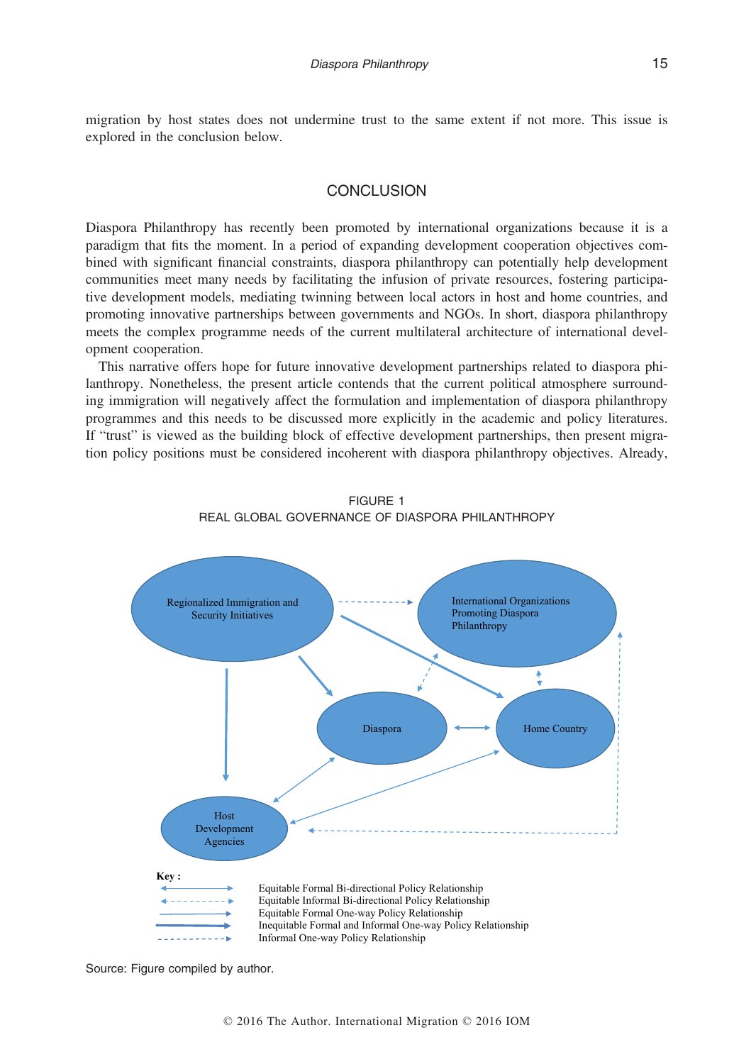migration by host states does not undermine trust to the same extent if not more. This issue is explored in the conclusion below.

## CONCLUSION

Diaspora Philanthropy has recently been promoted by international organizations because it is a paradigm that fits the moment. In a period of expanding development cooperation objectives combined with significant financial constraints, diaspora philanthropy can potentially help development communities meet many needs by facilitating the infusion of private resources, fostering participative development models, mediating twinning between local actors in host and home countries, and promoting innovative partnerships between governments and NGOs. In short, diaspora philanthropy meets the complex programme needs of the current multilateral architecture of international development cooperation.

This narrative offers hope for future innovative development partnerships related to diaspora philanthropy. Nonetheless, the present article contends that the current political atmosphere surrounding immigration will negatively affect the formulation and implementation of diaspora philanthropy programmes and this needs to be discussed more explicitly in the academic and policy literatures. If "trust" is viewed as the building block of effective development partnerships, then present migration policy positions must be considered incoherent with diaspora philanthropy objectives. Already,

FIGURE 1
REAL GLOBAL GOVERNANCE OF DIASPORA PHILANTHROPY

Source: Figure compiled by author.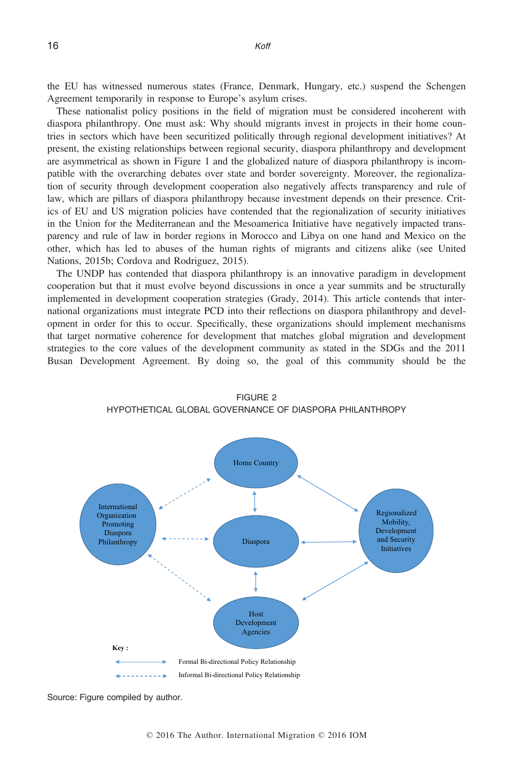the EU has witnessed numerous states (France, Denmark, Hungary, etc.) suspend the Schengen Agreement temporarily in response to Europe's asylum crises.

These nationalist policy positions in the field of migration must be considered incoherent with diaspora philanthropy. One must ask: Why should migrants invest in projects in their home countries in sectors which have been securitized politically through regional development initiatives? At present, the existing relationships between regional security, diaspora philanthropy and development are asymmetrical as shown in Figure 1 and the globalized nature of diaspora philanthropy is incompatible with the overarching debates over state and border sovereignty. Moreover, the regionalization of security through development cooperation also negatively affects transparency and rule of law, which are pillars of diaspora philanthropy because investment depends on their presence. Critics of EU and US migration policies have contended that the regionalization of security initiatives in the Union for the Mediterranean and the Mesoamerica Initiative have negatively impacted transparency and rule of law in border regions in Morocco and Libya on one hand and Mexico on the other, which has led to abuses of the human rights of migrants and citizens alike (see United Nations, 2015b; Cordova and Rodriguez, 2015).

The UNDP has contended that diaspora philanthropy is an innovative paradigm in development cooperation but that it must evolve beyond discussions in once a year summits and be structurally implemented in development cooperation strategies (Grady, 2014). This article contends that international organizations must integrate PCD into their reflections on diaspora philanthropy and development in order for this to occur. Specifically, these organizations should implement mechanisms that target normative coherence for development that matches global migration and development strategies to the core values of the development community as stated in the SDGs and the 2011 Busan Development Agreement. By doing so, the goal of this community should be the

FIGURE 2
HYPOTHETICAL GLOBAL GOVERNANCE OF DIASPORA PHILANTHROPY

Home Country

International Organization Promoting Diaspora Philanthropy

Diaspora

Regionalized Mobility, Development and Security Initiatives

Host Development Agencies

Key:

Formal Bi-directional Policy Relationship

Informal Bi-directional Policy Relationship

Source: Figure compiled by author.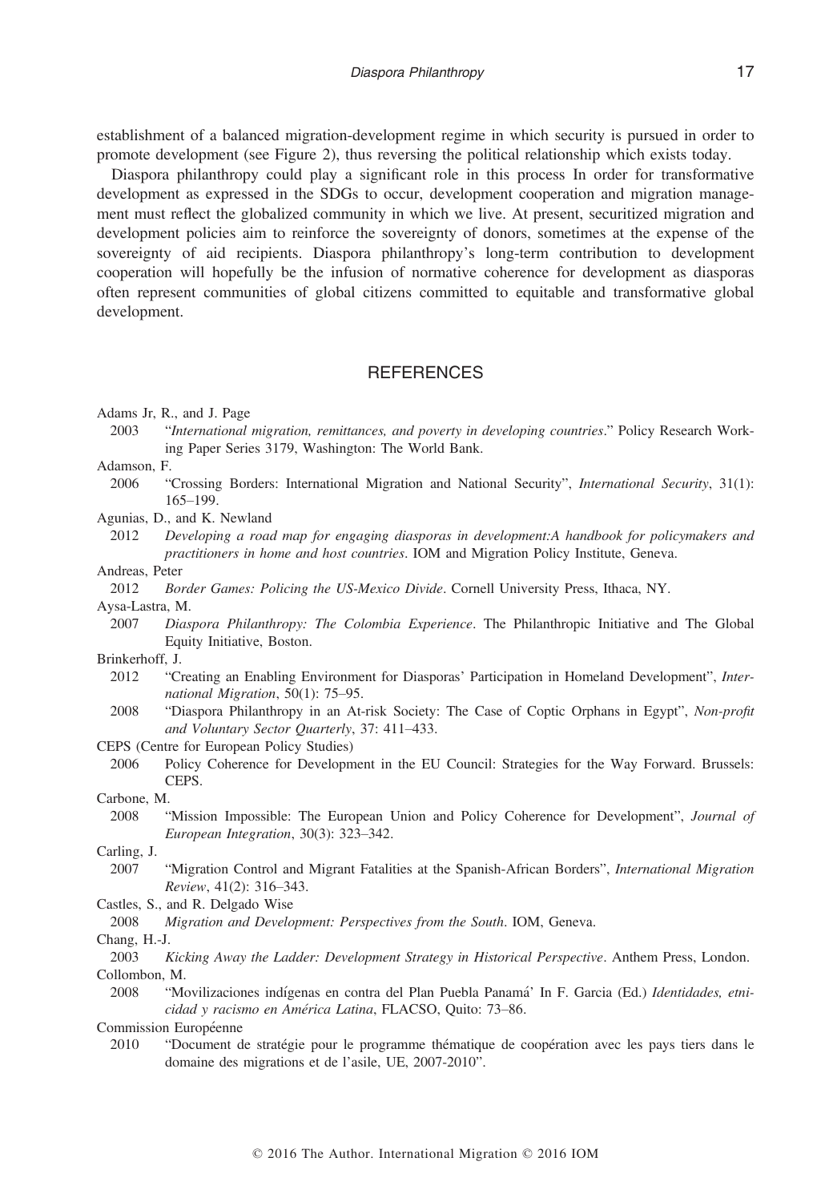establishment of a balanced migration-development regime in which security is pursued in order to promote development (see Figure 2), thus reversing the political relationship which exists today.

Diaspora philanthropy could play a significant role in this process In order for transformative development as expressed in the SDGs to occur, development cooperation and migration management must reflect the globalized community in which we live. At present, securitized migration and development policies aim to reinforce the sovereignty of donors, sometimes at the expense of the sovereignty of aid recipients. Diaspora philanthropy's long-term contribution to development cooperation will hopefully be the infusion of normative coherence for development as diasporas often represent communities of global citizens committed to equitable and transformative global development.

## REFERENCES

Adams Jr, R., and J. Page

2003 "*International migration, remittances, and poverty in developing countries*." Policy Research Working Paper Series 3179, Washington: The World Bank.

Adamson, F.

2006 "Crossing Borders: International Migration and National Security", *International Security*, 31(1): 165–199.

Agunias, D., and K. Newland

2012 *Developing a road map for engaging diasporas in development:A handbook for policymakers and practitioners in home and host countries*. IOM and Migration Policy Institute, Geneva.

Andreas, Peter

2012 *Border Games: Policing the US-Mexico Divide*. Cornell University Press, Ithaca, NY.

Aysa-Lastra, M.

2007 *Diaspora Philanthropy: The Colombia Experience*. The Philanthropic Initiative and The Global Equity Initiative, Boston.

Brinkerhoff, J.

2012 "Creating an Enabling Environment for Diasporas' Participation in Homeland Development", *International Migration*, 50(1): 75–95.

2008 "Diaspora Philanthropy in an At-risk Society: The Case of Coptic Orphans in Egypt", *Non-profit and Voluntary Sector Quarterly*, 37: 411–433.

CEPS (Centre for European Policy Studies)

2006 Policy Coherence for Development in the EU Council: Strategies for the Way Forward. Brussels: CEPS.

Carbone, M.

2008 "Mission Impossible: The European Union and Policy Coherence for Development", *Journal of European Integration*, 30(3): 323–342.

Carling, J.

2007 "Migration Control and Migrant Fatalities at the Spanish-African Borders", *International Migration Review*, 41(2): 316–343.

Castles, S., and R. Delgado Wise

2008 *Migration and Development: Perspectives from the South*. IOM, Geneva.

Chang, H.-J.

2003 *Kicking Away the Ladder: Development Strategy in Historical Perspective*. Anthem Press, London.

Collombon, M.

2008 "Movilizaciones indígenas en contra del Plan Puebla Panamá' In F. Garcia (Ed.) *Identidades, etnicidad y racismo en América Latina*, FLACSO, Quito: 73–86.

Commission Européenne

2010 "Document de stratégie pour le programme thématique de coopération avec les pays tiers dans le domaine des migrations et de l'asile, UE, 2007-2010".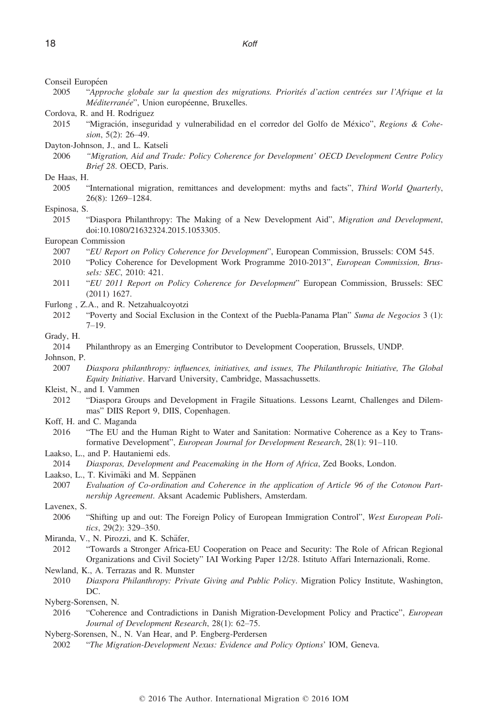Conseil Européen

2005 "*Approche globale sur la question des migrations. Priorités d'action centrées sur l'Afrique et la Méditerranée*", Union européenne, Bruxelles.

Cordova, R. and H. Rodriguez

2015 "Migración, inseguridad y vulnerabilidad en el corredor del Golfo de México", *Regions & Cohesion*, 5(2): 26–49.

Dayton-Johnson, J., and L. Katseli

2006 *"Migration, Aid and Trade: Policy Coherence for Development' OECD Development Centre Policy Brief 28*. OECD, Paris.

De Haas, H.

2005 "International migration, remittances and development: myths and facts", *Third World Quarterly*, 26(8): 1269–1284.

Espinosa, S.

2015 "Diaspora Philanthropy: The Making of a New Development Aid", *Migration and Development*, doi:10.1080/21632324.2015.1053305.

European Commission

2007 "*EU Report on Policy Coherence for Development*", European Commission, Brussels: COM 545.

2010 "Policy Coherence for Development Work Programme 2010-2013", *European Commission, Brussels: SEC*, 2010: 421.

2011 "*EU 2011 Report on Policy Coherence for Development*" European Commission, Brussels: SEC (2011) 1627.

Furlong , Z.A., and R. Netzahualcoyotzi

2012 "Poverty and Social Exclusion in the Context of the Puebla-Panama Plan" *Suma de Negocios* 3 (1): 7–19.

Grady, H.

2014 Philanthropy as an Emerging Contributor to Development Cooperation, Brussels, UNDP.

Johnson, P.

2007 *Diaspora philanthropy: influences, initiatives, and issues, The Philanthropic Initiative, The Global Equity Initiative*. Harvard University, Cambridge, Massachussetts.

Kleist, N., and I. Vammen

2012 "Diaspora Groups and Development in Fragile Situations. Lessons Learnt, Challenges and Dilemmas" DIIS Report 9, DIIS, Copenhagen.

Koff, H. and C. Maganda

2016 "The EU and the Human Right to Water and Sanitation: Normative Coherence as a Key to Transformative Development", *European Journal for Development Research*, 28(1): 91–110.

Laakso, L., and P. Hautaniemi eds.

2014 *Diasporas, Development and Peacemaking in the Horn of Africa*, Zed Books, London.

Laakso, L., T. Kivimäki and M. Seppänen

2007 *Evaluation of Co-ordination and Coherence in the application of Article 96 of the Cotonou Partnership Agreement*. Aksant Academic Publishers, Amsterdam.

Lavenex, S.

2006 "Shifting up and out: The Foreign Policy of European Immigration Control", *West European Politics*, 29(2): 329–350.

Miranda, V., N. Pirozzi, and K. Schäfer,

2012 "Towards a Stronger Africa-EU Cooperation on Peace and Security: The Role of African Regional Organizations and Civil Society" IAI Working Paper 12/28. Istituto Affari Internazionali, Rome.

Newland, K., A. Terrazas and R. Munster

2010 *Diaspora Philanthropy: Private Giving and Public Policy*. Migration Policy Institute, Washington, DC.

Nyberg-Sorensen, N.

2016 "Coherence and Contradictions in Danish Migration-Development Policy and Practice", *European Journal of Development Research*, 28(1): 62–75.

Nyberg-Sorensen, N., N. Van Hear, and P. Engberg-Perdersen

2002 "*The Migration-Development Nexus: Evidence and Policy Options*' IOM, Geneva.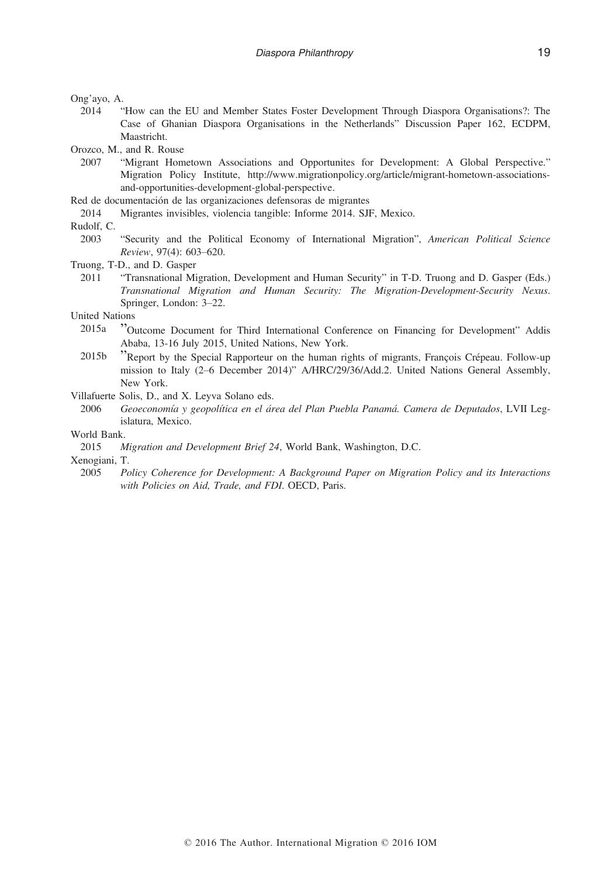Ong'ayo, A.

2014 "How can the EU and Member States Foster Development Through Diaspora Organisations?: The Case of Ghanian Diaspora Organisations in the Netherlands" Discussion Paper 162, ECDPM, Maastricht.

Orozco, M., and R. Rouse

2007 "Migrant Hometown Associations and Opportunites for Development: A Global Perspective." Migration Policy Institute, http://www.migrationpolicy.org/article/migrant-hometown-associations-and-opportunities-development-global-perspective.

Red de documentación de las organizaciones defensoras de migrantes

2014 Migrantes invisibles, violencia tangible: Informe 2014. SJF, Mexico.

Rudolf, C.

2003 "Security and the Political Economy of International Migration", *American Political Science Review*, 97(4): 603–620.

Truong, T-D., and D. Gasper

2011 "Transnational Migration, Development and Human Security" in T-D. Truong and D. Gasper (Eds.) *Transnational Migration and Human Security: The Migration-Development-Security Nexus*. Springer, London: 3–22.

United Nations

2015a "Outcome Document for Third International Conference on Financing for Development" Addis Ababa, 13-16 July 2015, United Nations, New York.

2015b "Report by the Special Rapporteur on the human rights of migrants, François Crépeau. Follow-up mission to Italy (2–6 December 2014)" A/HRC/29/36/Add.2. United Nations General Assembly, New York.

Villafuerte Solis, D., and X. Leyva Solano eds.

2006 *Geoeconomía y geopolítica en el área del Plan Puebla Panamá. Camera de Deputados*, LVII Legislatura, Mexico.

World Bank.

2015 *Migration and Development Brief 24*, World Bank, Washington, D.C.

Xenogiani, T.

2005 *Policy Coherence for Development: A Background Paper on Migration Policy and its Interactions with Policies on Aid, Trade, and FDI*. OECD, Paris.